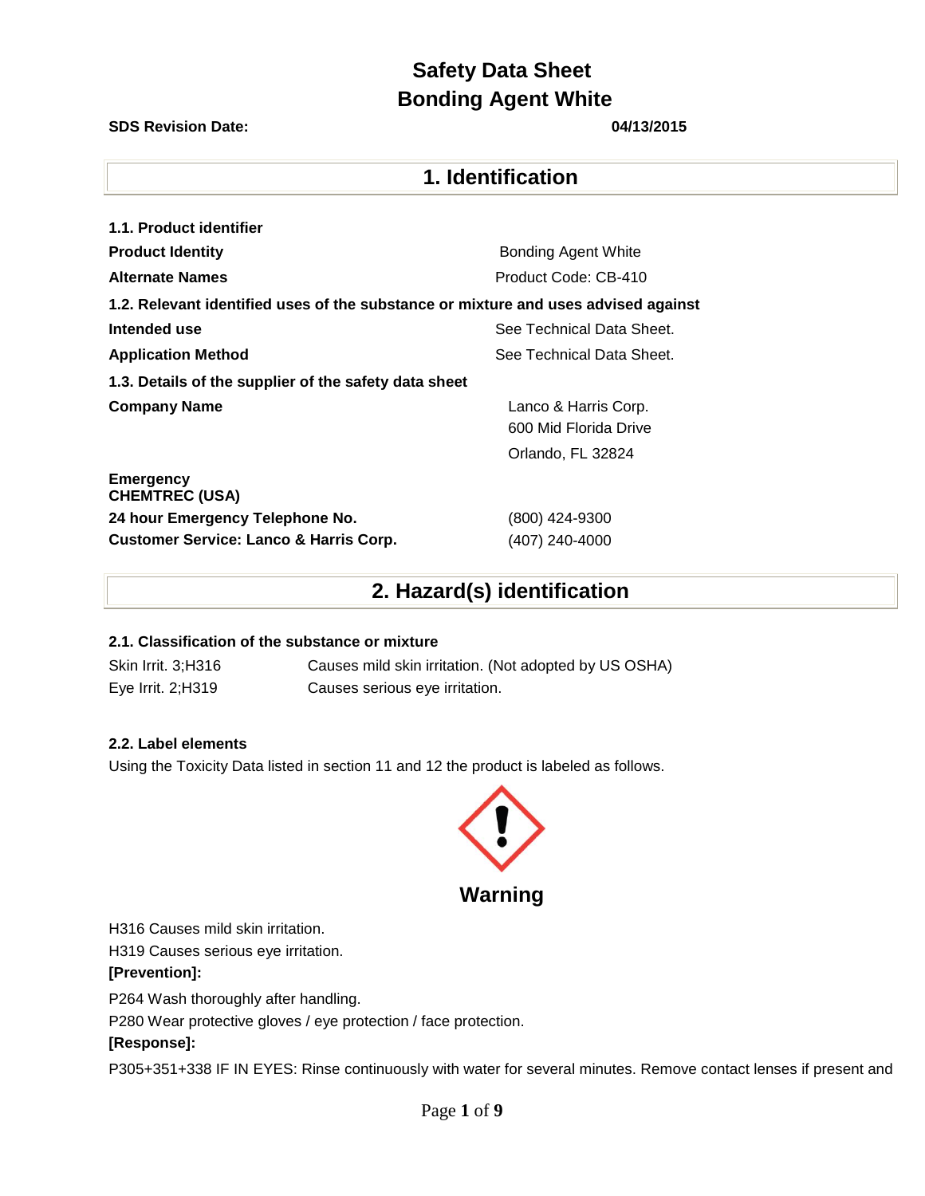# Safety Data Sheet
# Bonding Agent White

**SDS Revision Date:** **04/13/2015**

## 1. Identification

**1.1. Product identifier**

| | |
|---|---|
| **Product Identity** | Bonding Agent White |
| **Alternate Names** | Product Code: CB-410 |

**1.2. Relevant identified uses of the substance or mixture and uses advised against**

| | |
|---|---|
| **Intended use** | See Technical Data Sheet. |
| **Application Method** | See Technical Data Sheet. |

**1.3. Details of the supplier of the safety data sheet**

| | |
|---|---|
| **Company Name** | Lanco & Harris Corp.<br>600 Mid Florida Drive<br>Orlando, FL 32824 |
| **Emergency**<br>**CHEMTREC (USA)** | |
| **24 hour Emergency Telephone No.** | (800) 424-9300 |
| **Customer Service: Lanco & Harris Corp.** | (407) 240-4000 |

## 2. Hazard(s) identification

**2.1. Classification of the substance or mixture**

| | |
|---|---|
| Skin Irrit. 3;H316 | Causes mild skin irritation. (Not adopted by US OSHA) |
| Eye Irrit. 2;H319 | Causes serious eye irritation. |

**2.2. Label elements**

Using the Toxicity Data listed in section 11 and 12 the product is labeled as follows.

**Warning**

H316 Causes mild skin irritation.

H319 Causes serious eye irritation.

**[Prevention]:**

P264 Wash thoroughly after handling.

P280 Wear protective gloves / eye protection / face protection.

**[Response]:**

P305+351+338 IF IN EYES: Rinse continuously with water for several minutes. Remove contact lenses if present and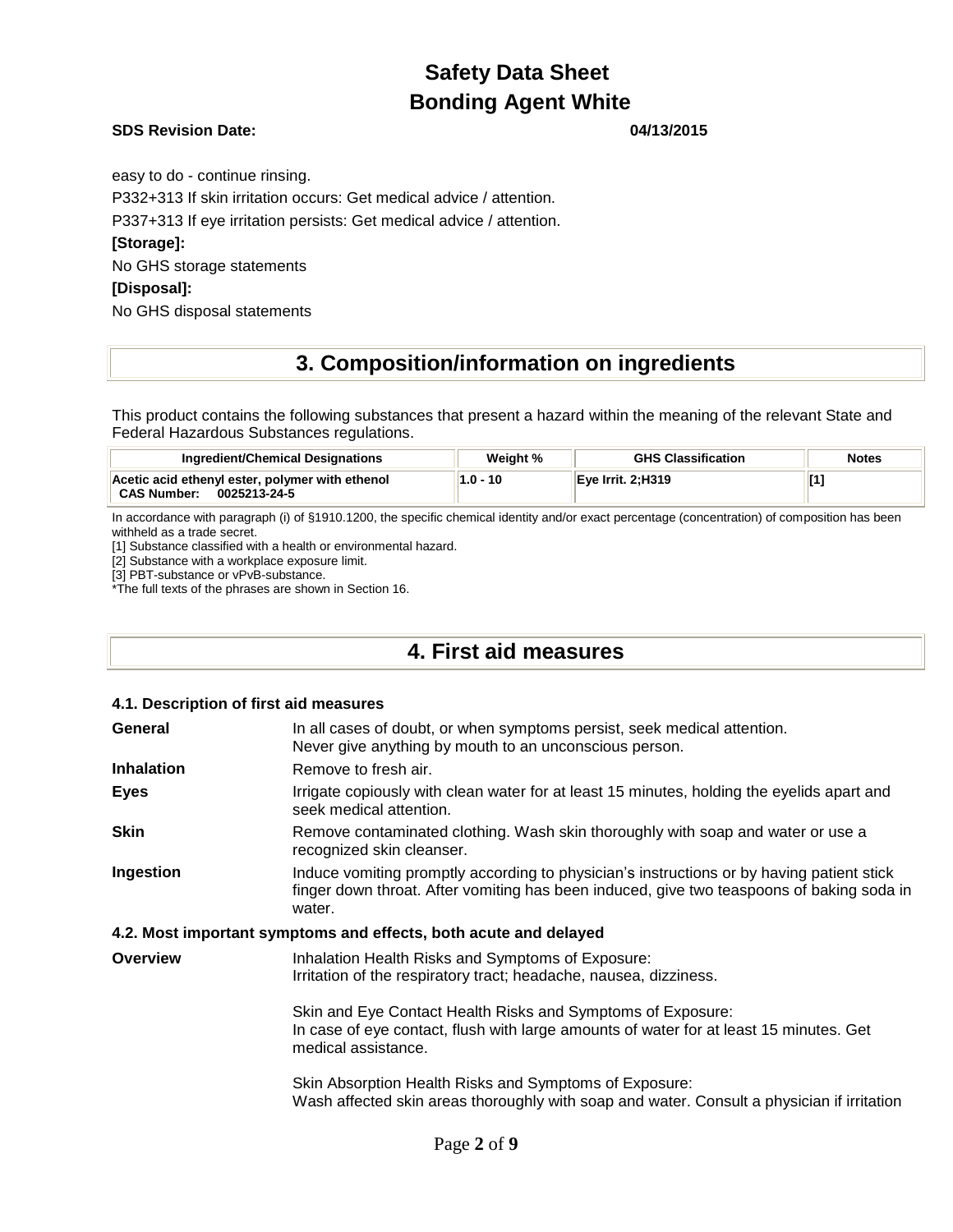easy to do - continue rinsing.

P332+313 If skin irritation occurs: Get medical advice / attention.

P337+313 If eye irritation persists: Get medical advice / attention.

**[Storage]:**

No GHS storage statements

**[Disposal]:**

No GHS disposal statements

## 3. Composition/information on ingredients

This product contains the following substances that present a hazard within the meaning of the relevant State and Federal Hazardous Substances regulations.

| Ingredient/Chemical Designations | Weight % | GHS Classification | Notes |
|---|---|---|---|
| **Acetic acid ethenyl ester, polymer with ethenol** **CAS Number: 0025213-24-5** | **1.0 - 10** | **Eye Irrit. 2;H319** | **[1]** |

In accordance with paragraph (i) of §1910.1200, the specific chemical identity and/or exact percentage (concentration) of composition has been withheld as a trade secret.

[1] Substance classified with a health or environmental hazard.

[2] Substance with a workplace exposure limit.

[3] PBT-substance or vPvB-substance.

*The full texts of the phrases are shown in Section 16.

## 4. First aid measures

### 4.1. Description of first aid measures

**General** In all cases of doubt, or when symptoms persist, seek medical attention. Never give anything by mouth to an unconscious person.

**Inhalation** Remove to fresh air.

**Eyes** Irrigate copiously with clean water for at least 15 minutes, holding the eyelids apart and seek medical attention.

**Skin** Remove contaminated clothing. Wash skin thoroughly with soap and water or use a recognized skin cleanser.

**Ingestion** Induce vomiting promptly according to physician's instructions or by having patient stick finger down throat. After vomiting has been induced, give two teaspoons of baking soda in water.

### 4.2. Most important symptoms and effects, both acute and delayed

**Overview** Inhalation Health Risks and Symptoms of Exposure:
Irritation of the respiratory tract; headache, nausea, dizziness.

Skin and Eye Contact Health Risks and Symptoms of Exposure:
In case of eye contact, flush with large amounts of water for at least 15 minutes. Get medical assistance.

Skin Absorption Health Risks and Symptoms of Exposure:
Wash affected skin areas thoroughly with soap and water. Consult a physician if irritation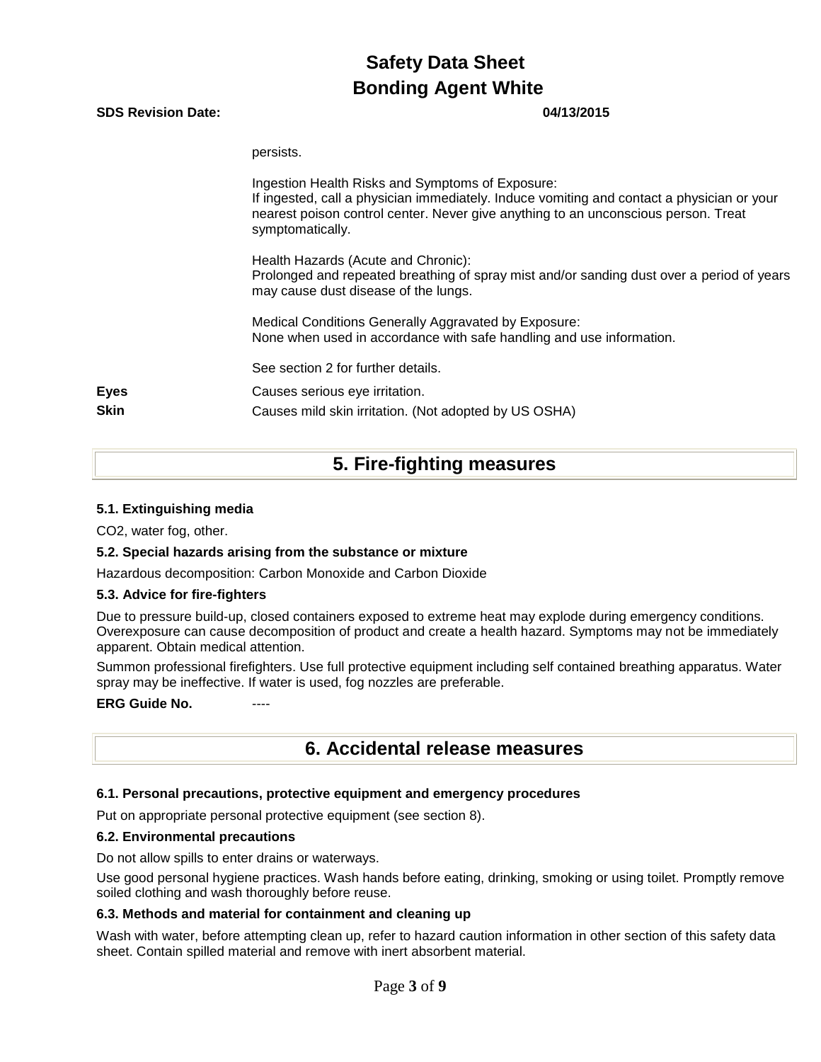persists.

Ingestion Health Risks and Symptoms of Exposure:
If ingested, call a physician immediately. Induce vomiting and contact a physician or your nearest poison control center. Never give anything to an unconscious person. Treat symptomatically.

Health Hazards (Acute and Chronic):
Prolonged and repeated breathing of spray mist and/or sanding dust over a period of years may cause dust disease of the lungs.

Medical Conditions Generally Aggravated by Exposure:
None when used in accordance with safe handling and use information.

See section 2 for further details.

**Eyes** Causes serious eye irritation.

**Skin** Causes mild skin irritation. (Not adopted by US OSHA)

## 5. Fire-fighting measures

### 5.1. Extinguishing media

$CO_2$, water fog, other.

### 5.2. Special hazards arising from the substance or mixture

Hazardous decomposition: Carbon Monoxide and Carbon Dioxide

### 5.3. Advice for fire-fighters

Due to pressure build-up, closed containers exposed to extreme heat may explode during emergency conditions. Overexposure can cause decomposition of product and create a health hazard. Symptoms may not be immediately apparent. Obtain medical attention.

Summon professional firefighters. Use full protective equipment including self contained breathing apparatus. Water spray may be ineffective. If water is used, fog nozzles are preferable.

**ERG Guide No.** ----

## 6. Accidental release measures

### 6.1. Personal precautions, protective equipment and emergency procedures

Put on appropriate personal protective equipment (see section 8).

### 6.2. Environmental precautions

Do not allow spills to enter drains or waterways.

Use good personal hygiene practices. Wash hands before eating, drinking, smoking or using toilet. Promptly remove soiled clothing and wash thoroughly before reuse.

### 6.3. Methods and material for containment and cleaning up

Wash with water, before attempting clean up, refer to hazard caution information in other section of this safety data sheet. Contain spilled material and remove with inert absorbent material.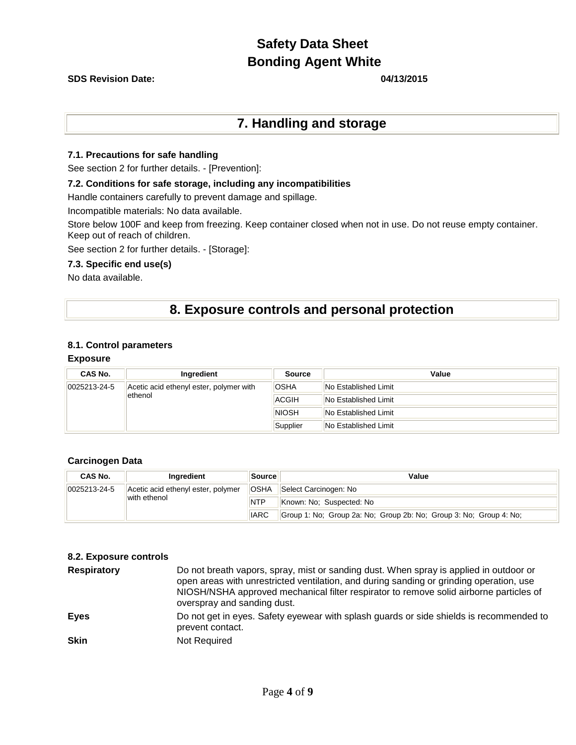## 7. Handling and storage

### 7.1. Precautions for safe handling

See section 2 for further details. - [Prevention]:

### 7.2. Conditions for safe storage, including any incompatibilities

Handle containers carefully to prevent damage and spillage.

Incompatible materials: No data available.

Store below 100F and keep from freezing. Keep container closed when not in use. Do not reuse empty container. Keep out of reach of children.

See section 2 for further details. - [Storage]:

### 7.3. Specific end use(s)

No data available.

## 8. Exposure controls and personal protection

### 8.1. Control parameters

**Exposure**

| CAS No. | Ingredient | Source | Value |
|---|---|---|---|
| 0025213-24-5 | Acetic acid ethenyl ester, polymer with ethenol | OSHA | No Established Limit |
| | | ACGIH | No Established Limit |
| | | NIOSH | No Established Limit |
| | | Supplier | No Established Limit |

**Carcinogen Data**

| CAS No. | Ingredient | Source | Value |
|---|---|---|---|
| 0025213-24-5 | Acetic acid ethenyl ester, polymer with ethenol | OSHA | Select Carcinogen: No |
| | | NTP | Known: No; Suspected: No |
| | | IARC | Group 1: No; Group 2a: No; Group 2b: No; Group 3: No; Group 4: No; |

### 8.2. Exposure controls

**Respiratory** Do not breath vapors, spray, mist or sanding dust. When spray is applied in outdoor or open areas with unrestricted ventilation, and during sanding or grinding operation, use NIOSH/NSHA approved mechanical filter respirator to remove solid airborne particles of overspray and sanding dust.

**Eyes** Do not get in eyes. Safety eyewear with splash guards or side shields is recommended to prevent contact.

**Skin** Not Required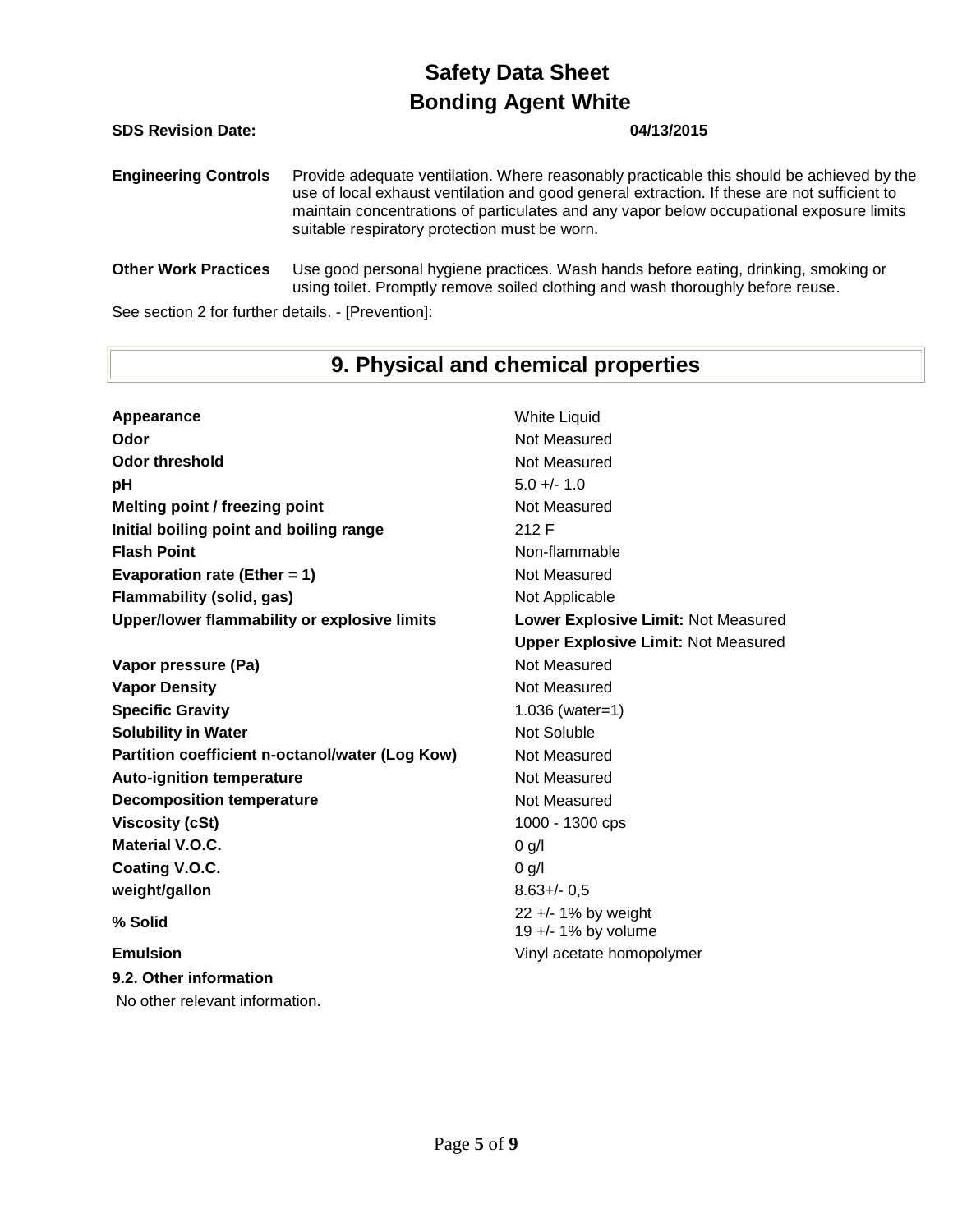**Engineering Controls** Provide adequate ventilation. Where reasonably practicable this should be achieved by the use of local exhaust ventilation and good general extraction. If these are not sufficient to maintain concentrations of particulates and any vapor below occupational exposure limits suitable respiratory protection must be worn.

**Other Work Practices** Use good personal hygiene practices. Wash hands before eating, drinking, smoking or using toilet. Promptly remove soiled clothing and wash thoroughly before reuse.

See section 2 for further details. - [Prevention]:

## 9. Physical and chemical properties

| | |
|---|---|
| **Appearance** | White Liquid |
| **Odor** | Not Measured |
| **Odor threshold** | Not Measured |
| **pH** | 5.0 +/- 1.0 |
| **Melting point / freezing point** | Not Measured |
| **Initial boiling point and boiling range** | 212 F |
| **Flash Point** | Non-flammable |
| **Evaporation rate (Ether = 1)** | Not Measured |
| **Flammability (solid, gas)** | Not Applicable |
| **Upper/lower flammability or explosive limits** | **Lower Explosive Limit:** Not Measured<br>**Upper Explosive Limit:** Not Measured |
| **Vapor pressure (Pa)** | Not Measured |
| **Vapor Density** | Not Measured |
| **Specific Gravity** | 1.036 (water=1) |
| **Solubility in Water** | Not Soluble |
| **Partition coefficient n-octanol/water (Log Kow)** | Not Measured |
| **Auto-ignition temperature** | Not Measured |
| **Decomposition temperature** | Not Measured |
| **Viscosity (cSt)** | 1000 - 1300 cps |
| **Material V.O.C.** | 0 g/l |
| **Coating V.O.C.** | 0 g/l |
| **weight/gallon** | 8.63+/- 0,5 |
| **% Solid** | 22 +/- 1% by weight<br>19 +/- 1% by volume |
| **Emulsion** | Vinyl acetate homopolymer |

**9.2. Other information**

No other relevant information.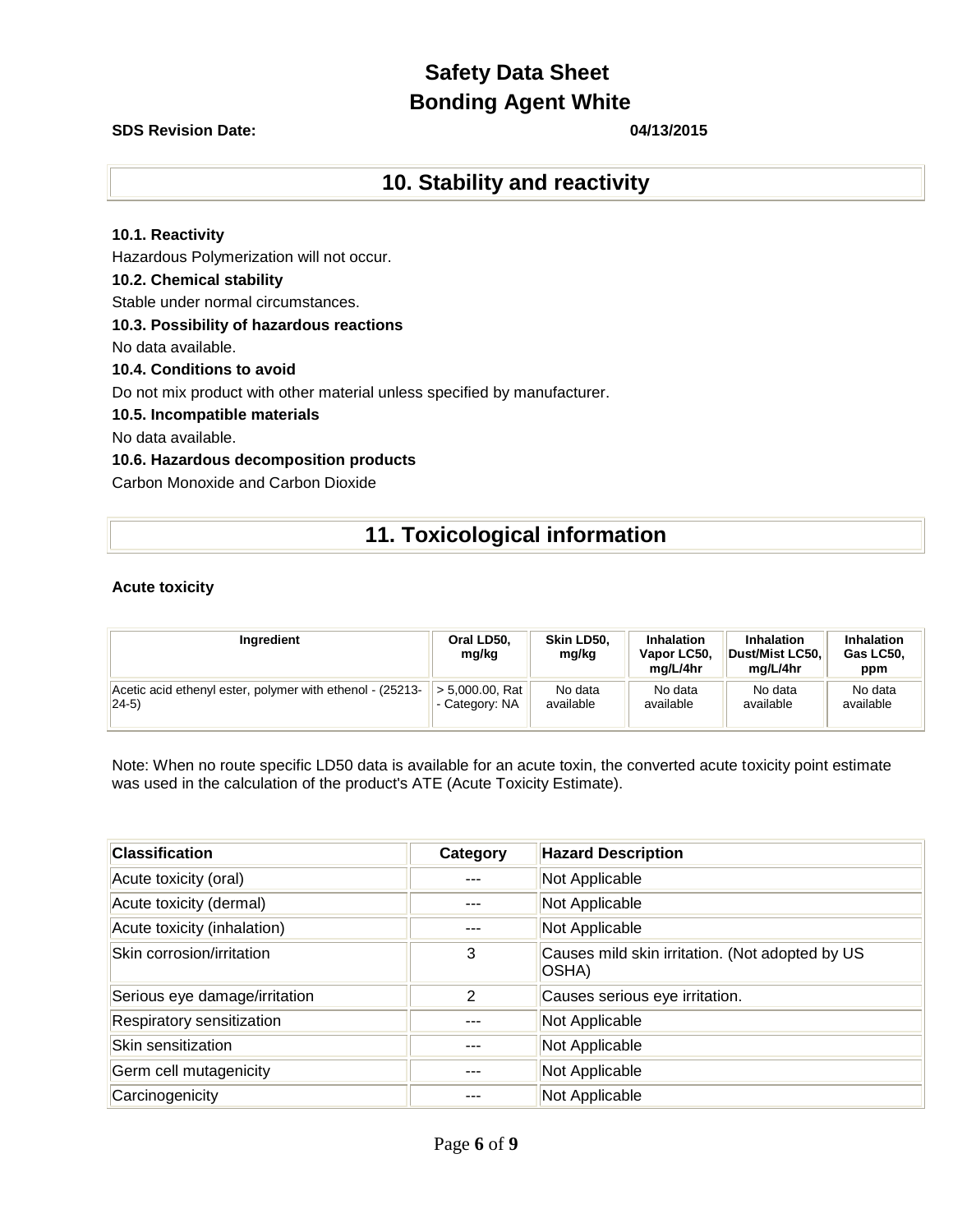## 10. Stability and reactivity

**10.1. Reactivity**

Hazardous Polymerization will not occur.

**10.2. Chemical stability**

Stable under normal circumstances.

**10.3. Possibility of hazardous reactions**

No data available.

**10.4. Conditions to avoid**

Do not mix product with other material unless specified by manufacturer.

**10.5. Incompatible materials**

No data available.

**10.6. Hazardous decomposition products**

Carbon Monoxide and Carbon Dioxide

## 11. Toxicological information

**Acute toxicity**

| Ingredient | Oral LD50, mg/kg | Skin LD50, mg/kg | Inhalation Vapor LC50, mg/L/4hr | Inhalation Dust/Mist LC50, mg/L/4hr | Inhalation Gas LC50, ppm |
|---|---|---|---|---|---|
| Acetic acid ethenyl ester, polymer with ethenol - (25213-24-5) | > 5,000.00, Rat - Category: NA | No data available | No data available | No data available | No data available |

Note: When no route specific LD50 data is available for an acute toxin, the converted acute toxicity point estimate was used in the calculation of the product's ATE (Acute Toxicity Estimate).

| Classification | Category | Hazard Description |
|---|---|---|
| Acute toxicity (oral) | --- | Not Applicable |
| Acute toxicity (dermal) | --- | Not Applicable |
| Acute toxicity (inhalation) | --- | Not Applicable |
| Skin corrosion/irritation | 3 | Causes mild skin irritation. (Not adopted by US OSHA) |
| Serious eye damage/irritation | 2 | Causes serious eye irritation. |
| Respiratory sensitization | --- | Not Applicable |
| Skin sensitization | --- | Not Applicable |
| Germ cell mutagenicity | --- | Not Applicable |
| Carcinogenicity | --- | Not Applicable |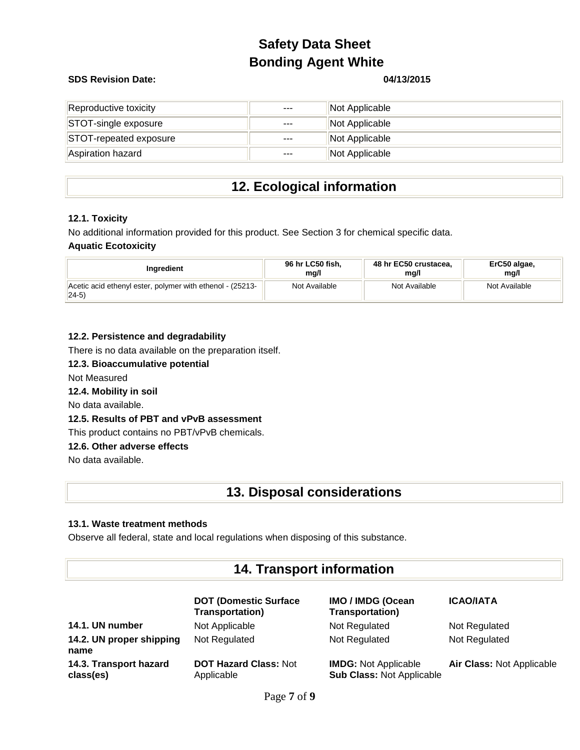| Reproductive toxicity | --- | Not Applicable |
|---|---|---|
| STOT-single exposure | --- | Not Applicable |
| STOT-repeated exposure | --- | Not Applicable |
| Aspiration hazard | --- | Not Applicable |

# 12. Ecological information

### 12.1. Toxicity

No additional information provided for this product. See Section 3 for chemical specific data.

**Aquatic Ecotoxicity**

| Ingredient | 96 hr LC50 fish, mg/l | 48 hr EC50 crustacea, mg/l | ErC50 algae, mg/l |
|---|---|---|---|
| Acetic acid ethenyl ester, polymer with ethenol - (25213-24-5) | Not Available | Not Available | Not Available |

### 12.2. Persistence and degradability

There is no data available on the preparation itself.

### 12.3. Bioaccumulative potential

Not Measured

### 12.4. Mobility in soil

No data available.

### 12.5. Results of PBT and vPvB assessment

This product contains no PBT/vPvB chemicals.

### 12.6. Other adverse effects

No data available.

# 13. Disposal considerations

### 13.1. Waste treatment methods

Observe all federal, state and local regulations when disposing of this substance.

# 14. Transport information

| | DOT (Domestic Surface Transportation) | IMO / IMDG (Ocean Transportation) | ICAO/IATA |
|---|---|---|---|
| **14.1. UN number** | Not Applicable | Not Regulated | Not Regulated |
| **14.2. UN proper shipping name** | Not Regulated | Not Regulated | Not Regulated |
| **14.3. Transport hazard class(es)** | **DOT Hazard Class:** Not Applicable | **IMDG:** Not Applicable **Sub Class:** Not Applicable | **Air Class:** Not Applicable |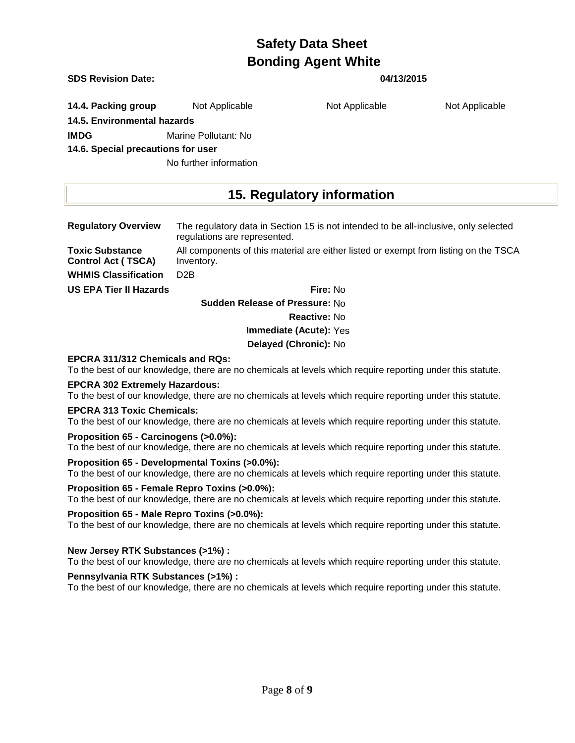| **14.4. Packing group** | Not Applicable | Not Applicable | Not Applicable |
| --- | --- | --- | --- |

**14.5. Environmental hazards**

**IMDG** Marine Pollutant: No

**14.6. Special precautions for user**

No further information

## 15. Regulatory information

| | |
| --- | --- |
| **Regulatory Overview** | The regulatory data in Section 15 is not intended to be all-inclusive, only selected regulations are represented. |
| **Toxic Substance Control Act ( TSCA)** | All components of this material are either listed or exempt from listing on the TSCA Inventory. |
| **WHMIS Classification** | D2B |

**US EPA Tier II Hazards**

**Fire:** No

**Sudden Release of Pressure:** No

**Reactive:** No

**Immediate (Acute):** Yes

**Delayed (Chronic):** No

**EPCRA 311/312 Chemicals and RQs:**
To the best of our knowledge, there are no chemicals at levels which require reporting under this statute.

**EPCRA 302 Extremely Hazardous:**
To the best of our knowledge, there are no chemicals at levels which require reporting under this statute.

**EPCRA 313 Toxic Chemicals:**
To the best of our knowledge, there are no chemicals at levels which require reporting under this statute.

**Proposition 65 - Carcinogens (>0.0%):**
To the best of our knowledge, there are no chemicals at levels which require reporting under this statute.

**Proposition 65 - Developmental Toxins (>0.0%):**
To the best of our knowledge, there are no chemicals at levels which require reporting under this statute.

**Proposition 65 - Female Repro Toxins (>0.0%):**
To the best of our knowledge, there are no chemicals at levels which require reporting under this statute.

**Proposition 65 - Male Repro Toxins (>0.0%):**
To the best of our knowledge, there are no chemicals at levels which require reporting under this statute.

**New Jersey RTK Substances (>1%) :**
To the best of our knowledge, there are no chemicals at levels which require reporting under this statute.

**Pennsylvania RTK Substances (>1%) :**
To the best of our knowledge, there are no chemicals at levels which require reporting under this statute.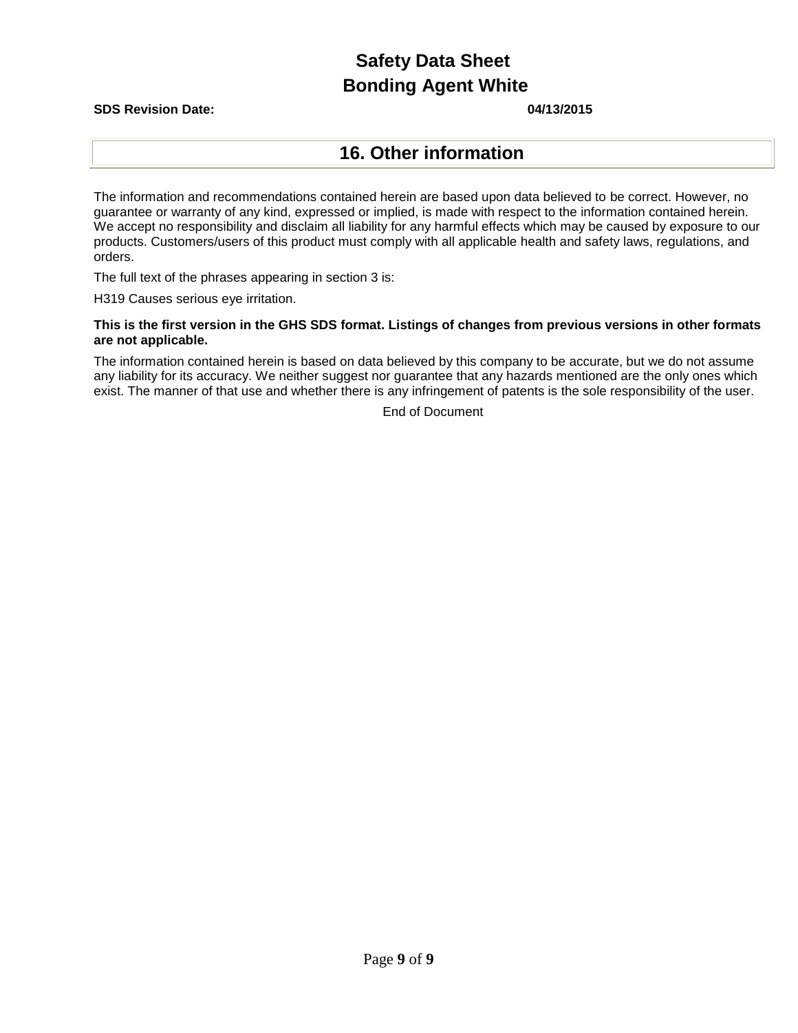## 16. Other information

The information and recommendations contained herein are based upon data believed to be correct. However, no guarantee or warranty of any kind, expressed or implied, is made with respect to the information contained herein. We accept no responsibility and disclaim all liability for any harmful effects which may be caused by exposure to our products. Customers/users of this product must comply with all applicable health and safety laws, regulations, and orders.

The full text of the phrases appearing in section 3 is:

H319 Causes serious eye irritation.

**This is the first version in the GHS SDS format. Listings of changes from previous versions in other formats are not applicable.**

The information contained herein is based on data believed by this company to be accurate, but we do not assume any liability for its accuracy. We neither suggest nor guarantee that any hazards mentioned are the only ones which exist. The manner of that use and whether there is any infringement of patents is the sole responsibility of the user.

End of Document